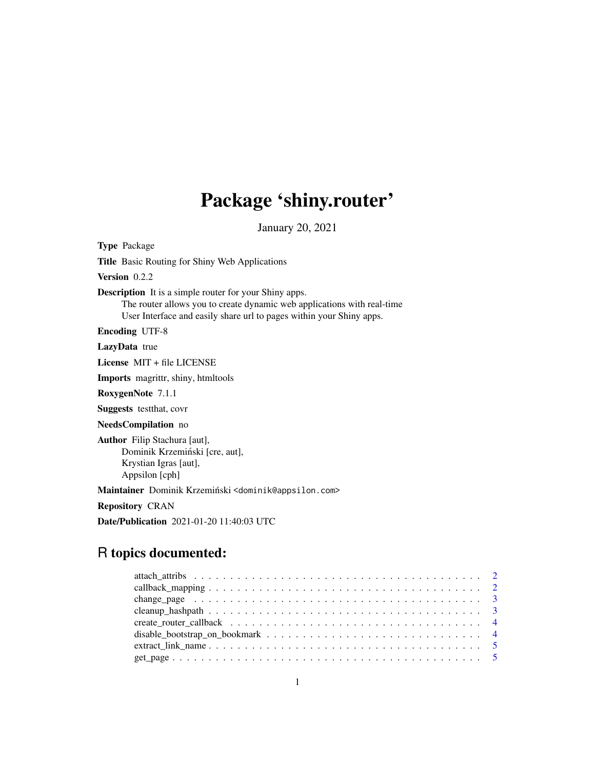# Package 'shiny.router'

January 20, 2021

**Type** Package

**Title** Basic Routing for Shiny Web Applications

**Version** 0.2.2

**Description** It is a simple router for your Shiny apps.
The router allows you to create dynamic web applications with real-time
User Interface and easily share url to pages within your Shiny apps.

**Encoding** UTF-8

**LazyData** true

**License** MIT + file LICENSE

**Imports** magrittr, shiny, htmltools

**RoxygenNote** 7.1.1

**Suggests** testthat, covr

**NeedsCompilation** no

**Author** Filip Stachura [aut],
Dominik Krzemiński [cre, aut],
Krystian Igras [aut],
Appsilon [cph]

**Maintainer** Dominik Krzemiński <dominik@appsilon.com>

**Repository** CRAN

**Date/Publication** 2021-01-20 11:40:03 UTC

## R topics documented:

attach_attribs . . . . . . . . . . . . . . . . . . . . . . . . . . . . . . . . . . . . . . . . 2
callback_mapping . . . . . . . . . . . . . . . . . . . . . . . . . . . . . . . . . . . . . . 2
change_page . . . . . . . . . . . . . . . . . . . . . . . . . . . . . . . . . . . . . . . . . 3
cleanup_hashpath . . . . . . . . . . . . . . . . . . . . . . . . . . . . . . . . . . . . . . 3
create_router_callback . . . . . . . . . . . . . . . . . . . . . . . . . . . . . . . . . . . 4
disable_bootstrap_on_bookmark . . . . . . . . . . . . . . . . . . . . . . . . . . . . . 4
extract_link_name . . . . . . . . . . . . . . . . . . . . . . . . . . . . . . . . . . . . . 5
get_page . . . . . . . . . . . . . . . . . . . . . . . . . . . . . . . . . . . . . . . . . . . 5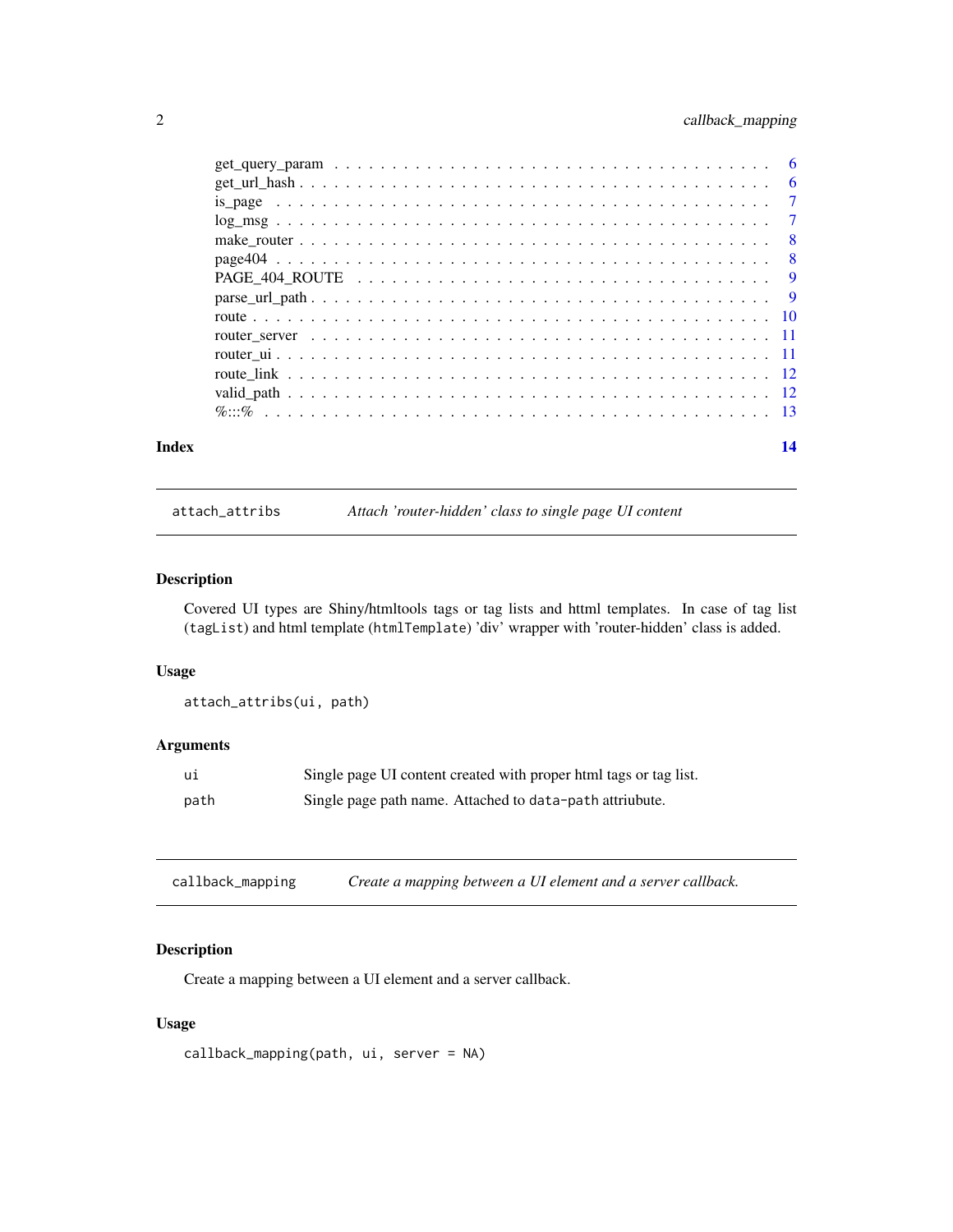get_query_param . . . . . . . . . . . . . . . . . . . . . . . . . . . . . . . . . . . 6
get_url_hash . . . . . . . . . . . . . . . . . . . . . . . . . . . . . . . . . . . . . 6
is_page . . . . . . . . . . . . . . . . . . . . . . . . . . . . . . . . . . . . . . . 7
log_msg . . . . . . . . . . . . . . . . . . . . . . . . . . . . . . . . . . . . . . . 7
make_router . . . . . . . . . . . . . . . . . . . . . . . . . . . . . . . . . . . . . 8
page404 . . . . . . . . . . . . . . . . . . . . . . . . . . . . . . . . . . . . . . . 8
PAGE_404_ROUTE . . . . . . . . . . . . . . . . . . . . . . . . . . . . . . . . . . 9
parse_url_path . . . . . . . . . . . . . . . . . . . . . . . . . . . . . . . . . . . . 9
route . . . . . . . . . . . . . . . . . . . . . . . . . . . . . . . . . . . . . . . . 10
router_server . . . . . . . . . . . . . . . . . . . . . . . . . . . . . . . . . . . . 11
router_ui . . . . . . . . . . . . . . . . . . . . . . . . . . . . . . . . . . . . . . 11
route_link . . . . . . . . . . . . . . . . . . . . . . . . . . . . . . . . . . . . . . 12
valid_path . . . . . . . . . . . . . . . . . . . . . . . . . . . . . . . . . . . . . . 12
%:::% . . . . . . . . . . . . . . . . . . . . . . . . . . . . . . . . . . . . . . . . 13

**Index** **14**

---

`attach_attribs` *Attach 'router-hidden' class to single page UI content*

---

### Description

Covered UI types are Shiny/htmltools tags or tag lists and httml templates. In case of tag list (`tagList`) and html template (`htmlTemplate`) 'div' wrapper with 'router-hidden' class is added.

### Usage

```
attach_attribs(ui, path)
```

### Arguments

| | |
|---|---|
| `ui` | Single page UI content created with proper html tags or tag list. |
| `path` | Single page path name. Attached to `data-path` attriubute. |

---

`callback_mapping` *Create a mapping between a UI element and a server callback.*

---

### Description

Create a mapping between a UI element and a server callback.

### Usage

```
callback_mapping(path, ui, server = NA)
```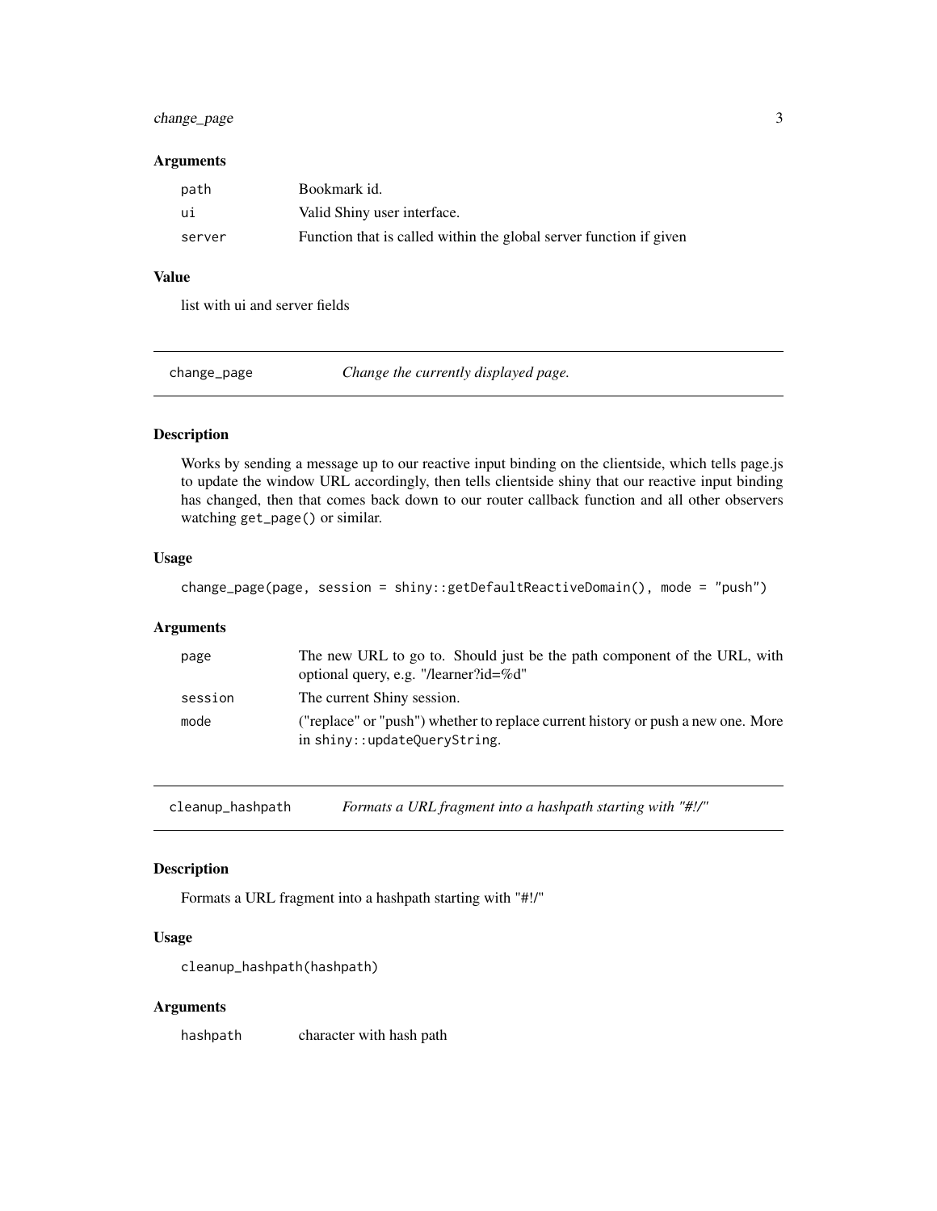### Arguments

| | |
|---|---|
| path | Bookmark id. |
| ui | Valid Shiny user interface. |
| server | Function that is called within the global server function if given |

### Value

list with ui and server fields

## change_page — *Change the currently displayed page.*

### Description

Works by sending a message up to our reactive input binding on the clientside, which tells page.js to update the window URL accordingly, then tells clientside shiny that our reactive input binding has changed, then that comes back down to our router callback function and all other observers watching `get_page()` or similar.

### Usage

```
change_page(page, session = shiny::getDefaultReactiveDomain(), mode = "push")
```

### Arguments

| | |
|---|---|
| page | The new URL to go to. Should just be the path component of the URL, with optional query, e.g. "/learner?id=%d" |
| session | The current Shiny session. |
| mode | ("replace" or "push") whether to replace current history or push a new one. More in `shiny::updateQueryString`. |

## cleanup_hashpath — *Formats a URL fragment into a hashpath starting with "#!/"*

### Description

Formats a URL fragment into a hashpath starting with "#!/"

### Usage

```
cleanup_hashpath(hashpath)
```

### Arguments

| | |
|---|---|
| hashpath | character with hash path |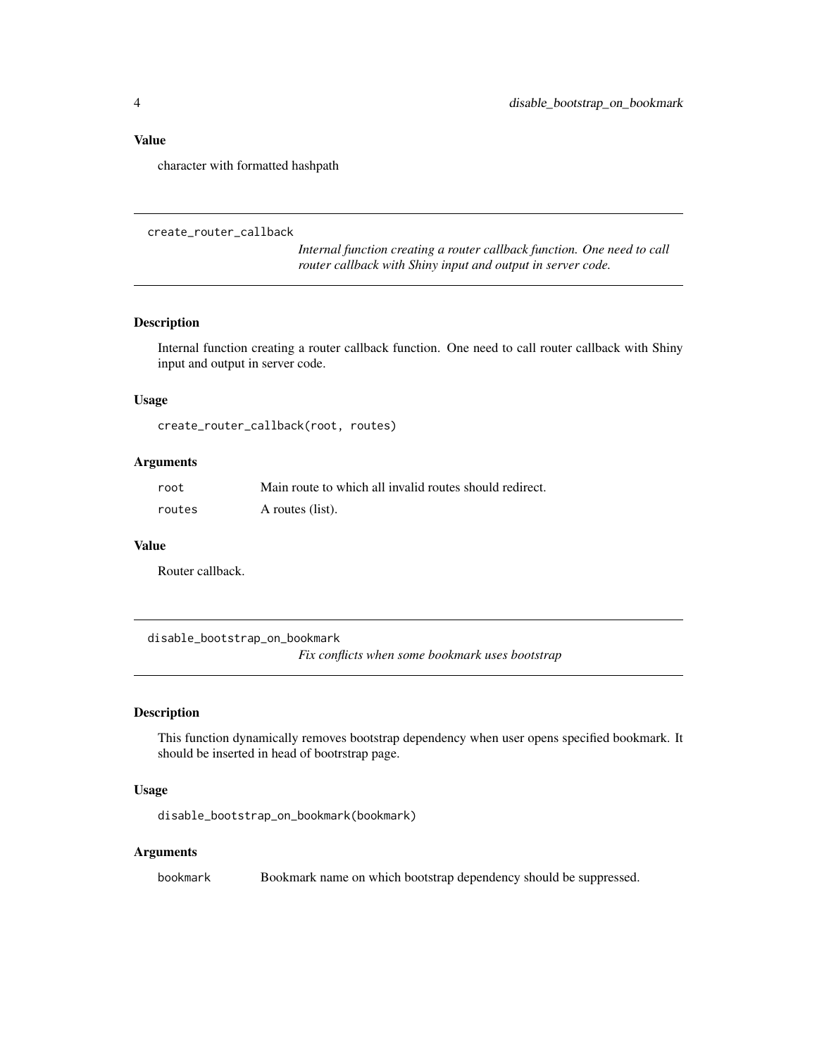### Value

character with formatted hashpath

---

## create_router_callback

*Internal function creating a router callback function. One need to call router callback with Shiny input and output in server code.*

---

### Description

Internal function creating a router callback function. One need to call router callback with Shiny input and output in server code.

### Usage

```
create_router_callback(root, routes)
```

### Arguments

| | |
|---|---|
| root | Main route to which all invalid routes should redirect. |
| routes | A routes (list). |

### Value

Router callback.

---

## disable_bootstrap_on_bookmark

*Fix conflicts when some bookmark uses bootstrap*

---

### Description

This function dynamically removes bootstrap dependency when user opens specified bookmark. It should be inserted in head of bootrstrap page.

### Usage

```
disable_bootstrap_on_bookmark(bookmark)
```

### Arguments

| | |
|---|---|
| bookmark | Bookmark name on which bootstrap dependency should be suppressed. |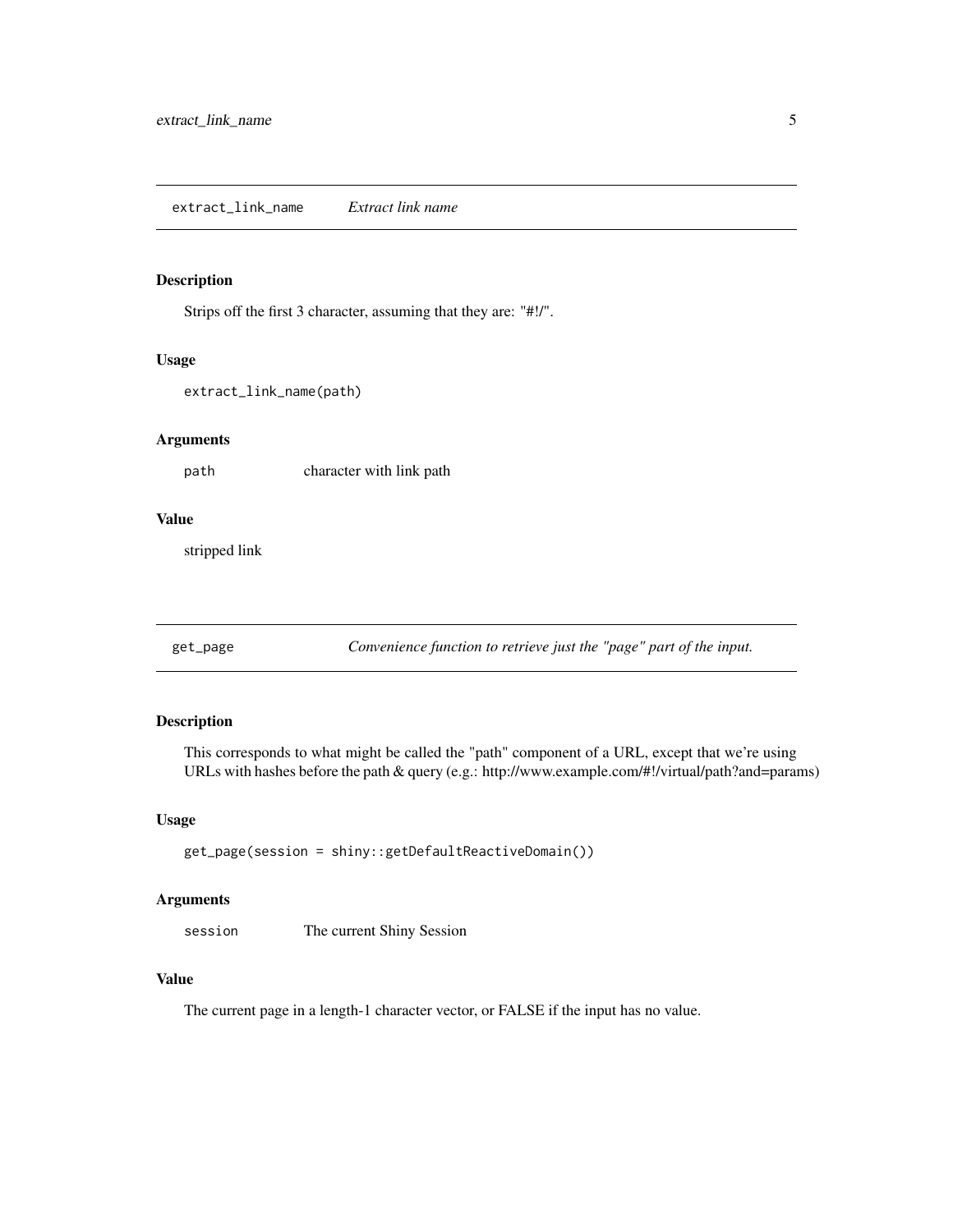## extract_link_name — *Extract link name*

### Description

Strips off the first 3 character, assuming that they are: "#!/".

### Usage

```
extract_link_name(path)
```

### Arguments

| | |
|---|---|
| `path` | character with link path |

### Value

stripped link

## get_page — *Convenience function to retrieve just the "page" part of the input.*

### Description

This corresponds to what might be called the "path" component of a URL, except that we're using URLs with hashes before the path & query (e.g.: http://www.example.com/#!/virtual/path?and=params)

### Usage

```
get_page(session = shiny::getDefaultReactiveDomain())
```

### Arguments

| | |
|---|---|
| `session` | The current Shiny Session |

### Value

The current page in a length-1 character vector, or FALSE if the input has no value.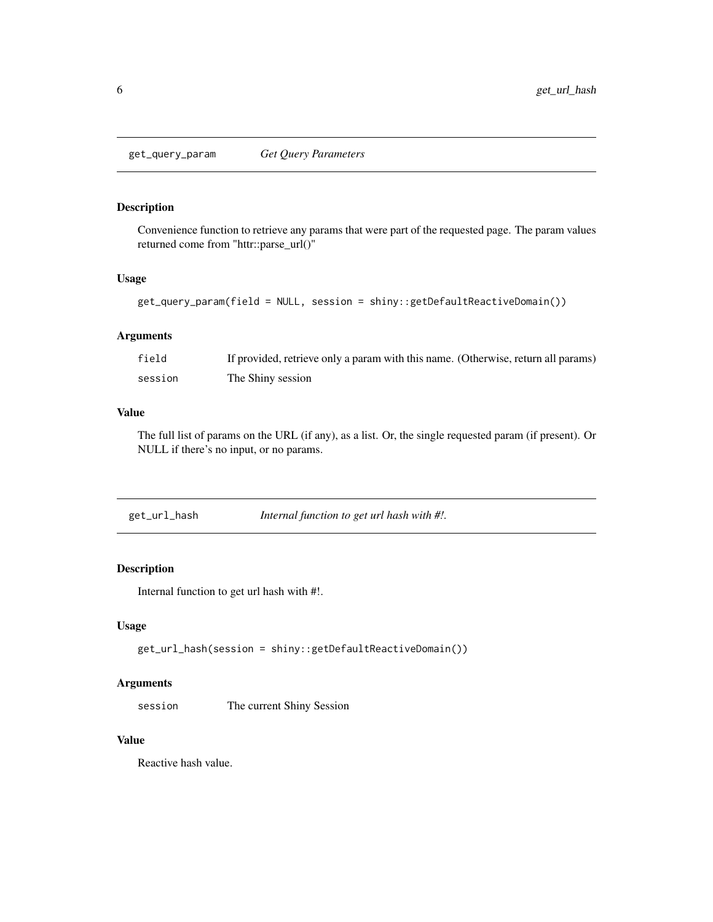## get_query_param — *Get Query Parameters*

### Description

Convenience function to retrieve any params that were part of the requested page. The param values returned come from "httr::parse_url()"

### Usage

```
get_query_param(field = NULL, session = shiny::getDefaultReactiveDomain())
```

### Arguments

| | |
|---|---|
| field | If provided, retrieve only a param with this name. (Otherwise, return all params) |
| session | The Shiny session |

### Value

The full list of params on the URL (if any), as a list. Or, the single requested param (if present). Or NULL if there's no input, or no params.

## get_url_hash — *Internal function to get url hash with #!.*

### Description

Internal function to get url hash with #!.

### Usage

```
get_url_hash(session = shiny::getDefaultReactiveDomain())
```

### Arguments

| | |
|---|---|
| session | The current Shiny Session |

### Value

Reactive hash value.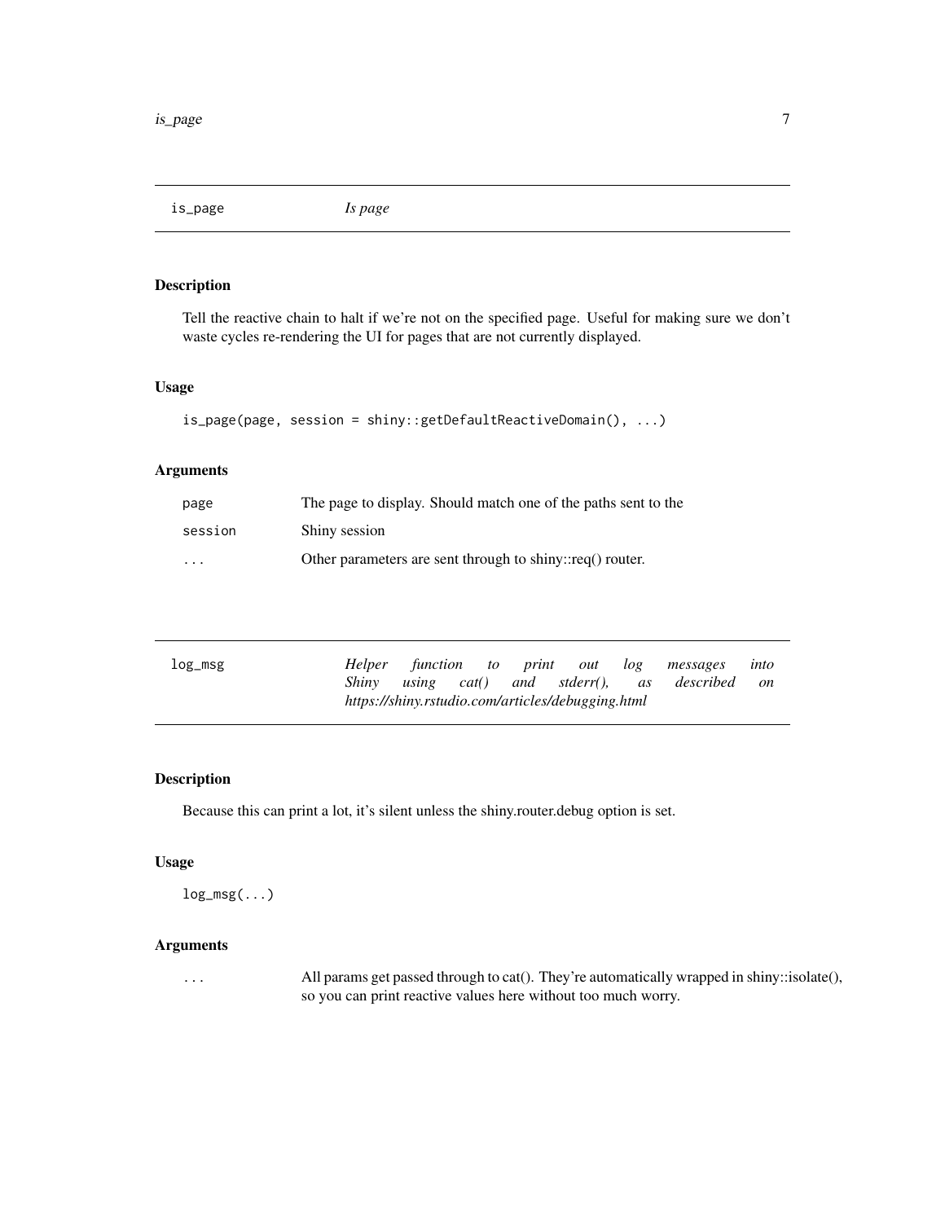## is_page — *Is page*

### Description

Tell the reactive chain to halt if we're not on the specified page. Useful for making sure we don't waste cycles re-rendering the UI for pages that are not currently displayed.

### Usage

```
is_page(page, session = shiny::getDefaultReactiveDomain(), ...)
```

### Arguments

| | |
|---|---|
| `page` | The page to display. Should match one of the paths sent to the |
| `session` | Shiny session |
| `...` | Other parameters are sent through to shiny::req() router. |

## log_msg — *Helper function to print out log messages into Shiny using cat() and stderr(), as described on https://shiny.rstudio.com/articles/debugging.html*

### Description

Because this can print a lot, it's silent unless the shiny.router.debug option is set.

### Usage

```
log_msg(...)
```

### Arguments

| | |
|---|---|
| `...` | All params get passed through to cat(). They're automatically wrapped in shiny::isolate(), so you can print reactive values here without too much worry. |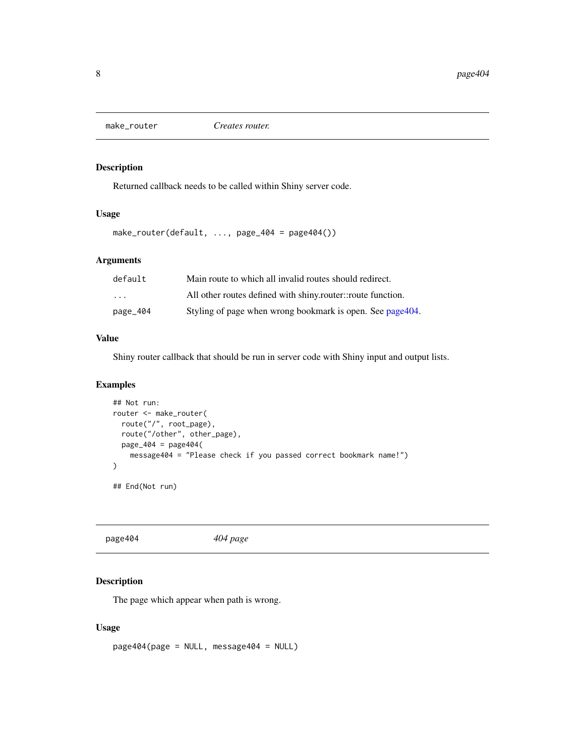## make_router — *Creates router.*

### Description

Returned callback needs to be called within Shiny server code.

### Usage

```
make_router(default, ..., page_404 = page404())
```

### Arguments

| | |
|---|---|
| `default` | Main route to which all invalid routes should redirect. |
| `...` | All other routes defined with shiny.router::route function. |
| `page_404` | Styling of page when wrong bookmark is open. See page404. |

### Value

Shiny router callback that should be run in server code with Shiny input and output lists.

### Examples

```
## Not run:
router <- make_router(
  route("/", root_page),
  route("/other", other_page),
  page_404 = page404(
    message404 = "Please check if you passed correct bookmark name!")
)

## End(Not run)
```

## page404 — *404 page*

### Description

The page which appear when path is wrong.

### Usage

```
page404(page = NULL, message404 = NULL)
```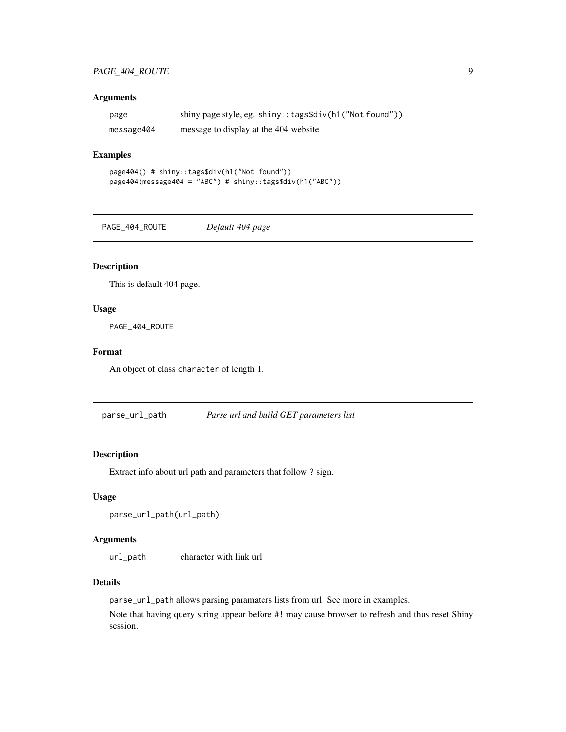### Arguments

| | |
|---|---|
| page | shiny page style, eg. shiny::tags$div(h1("Not found")) |
| message404 | message to display at the 404 website |

### Examples

```
page404() # shiny::tags$div(h1("Not found"))
page404(message404 = "ABC") # shiny::tags$div(h1("ABC"))
```

## PAGE_404_ROUTE *Default 404 page*

### Description

This is default 404 page.

### Usage

```
PAGE_404_ROUTE
```

### Format

An object of class character of length 1.

## parse_url_path *Parse url and build GET parameters list*

### Description

Extract info about url path and parameters that follow ? sign.

### Usage

```
parse_url_path(url_path)
```

### Arguments

| | |
|---|---|
| url_path | character with link url |

### Details

parse_url_path allows parsing paramaters lists from url. See more in examples.

Note that having query string appear before #! may cause browser to refresh and thus reset Shiny session.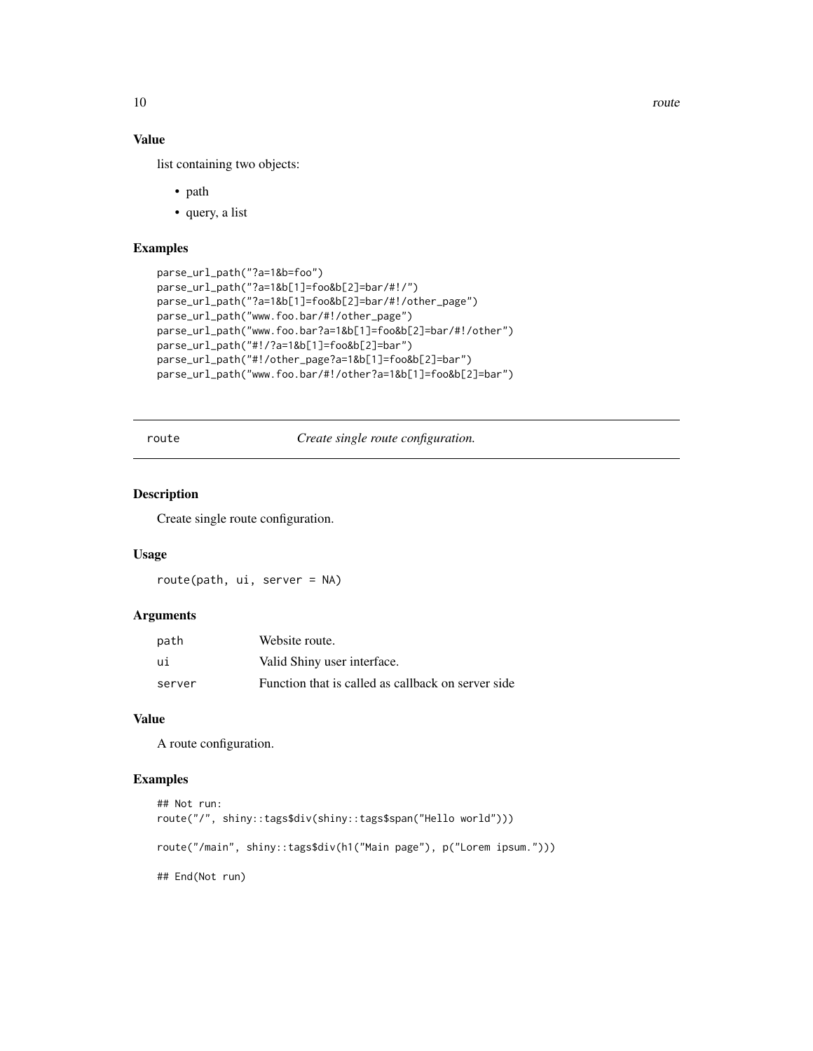### Value

list containing two objects:

- path
- query, a list

### Examples

```
parse_url_path("?a=1&b=foo")
parse_url_path("?a=1&b[1]=foo&b[2]=bar/#!/")
parse_url_path("?a=1&b[1]=foo&b[2]=bar/#!/other_page")
parse_url_path("www.foo.bar/#!/other_page")
parse_url_path("www.foo.bar?a=1&b[1]=foo&b[2]=bar/#!/other")
parse_url_path("#!/?a=1&b[1]=foo&b[2]=bar")
parse_url_path("#!/other_page?a=1&b[1]=foo&b[2]=bar")
parse_url_path("www.foo.bar/#!/other?a=1&b[1]=foo&b[2]=bar")
```

---

## route — *Create single route configuration.*

---

### Description

Create single route configuration.

### Usage

```
route(path, ui, server = NA)
```

### Arguments

| | |
|---|---|
| path | Website route. |
| ui | Valid Shiny user interface. |
| server | Function that is called as callback on server side |

### Value

A route configuration.

### Examples

```
## Not run:
route("/", shiny::tags$div(shiny::tags$span("Hello world")))

route("/main", shiny::tags$div(h1("Main page"), p("Lorem ipsum.")))

## End(Not run)
```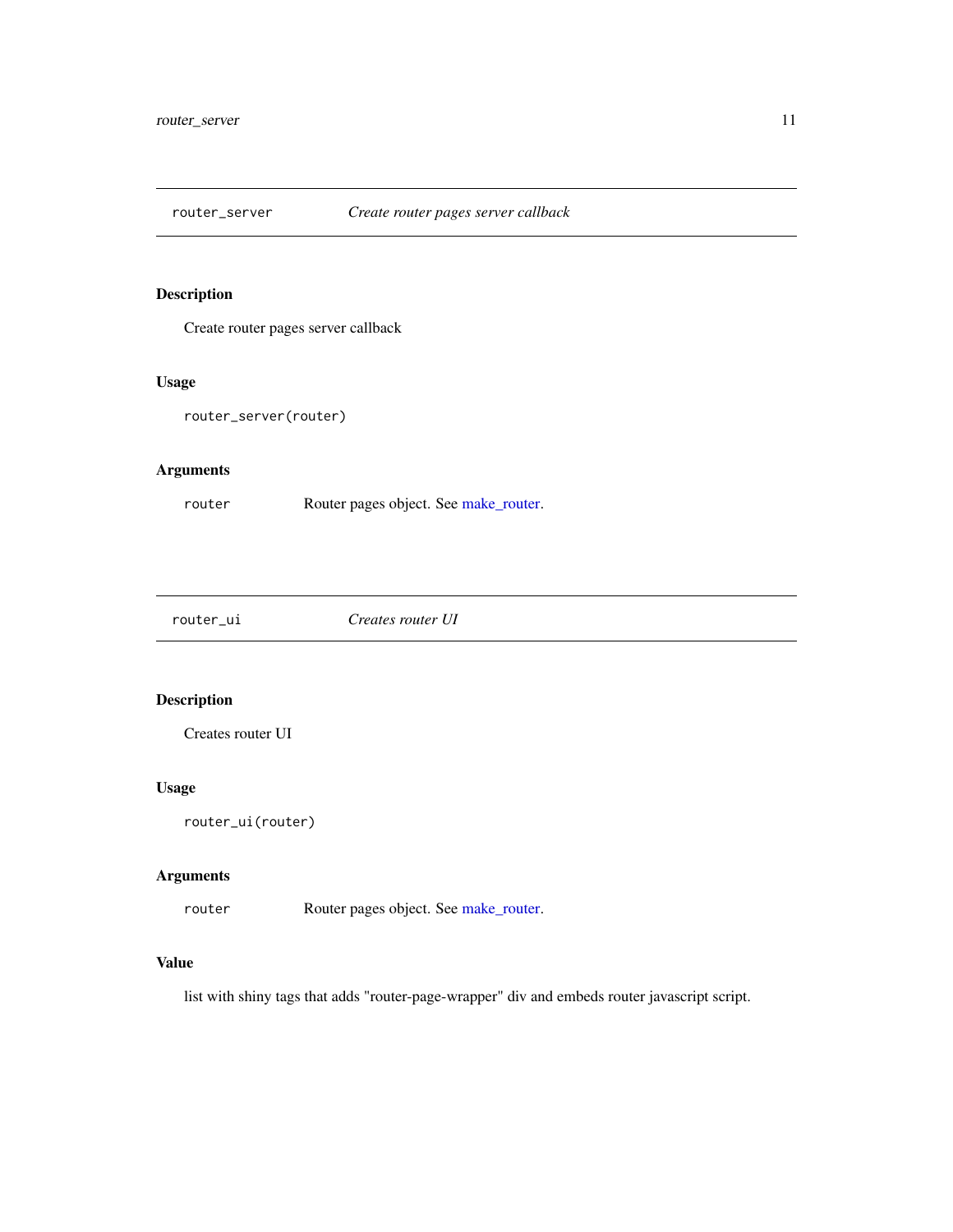## router_server — *Create router pages server callback*

### Description

Create router pages server callback

### Usage

```
router_server(router)
```

### Arguments

| | |
|---|---|
| `router` | Router pages object. See make_router. |

## router_ui — *Creates router UI*

### Description

Creates router UI

### Usage

```
router_ui(router)
```

### Arguments

| | |
|---|---|
| `router` | Router pages object. See make_router. |

### Value

list with shiny tags that adds "router-page-wrapper" div and embeds router javascript script.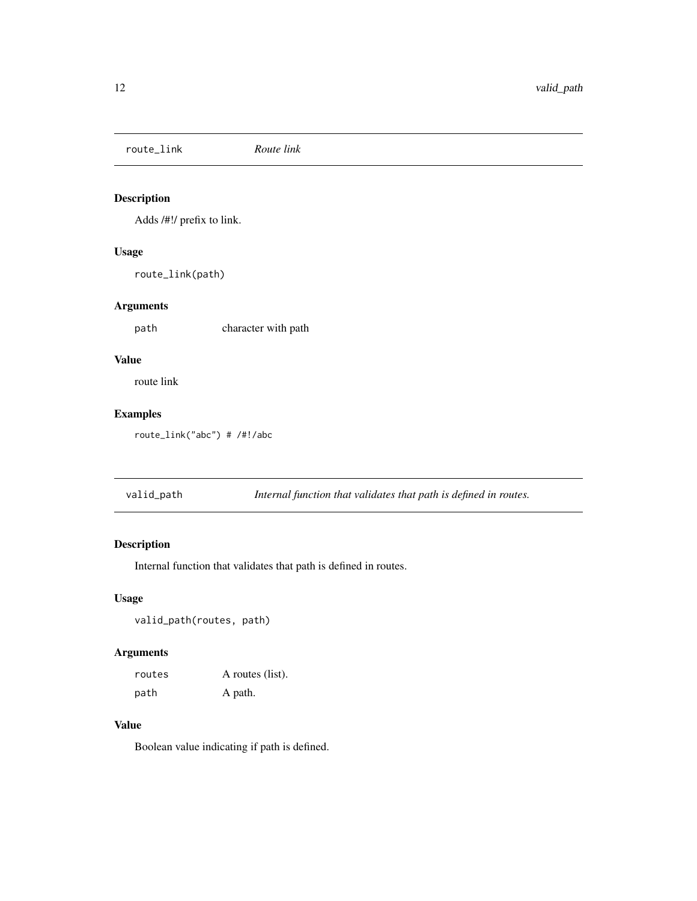## route_link *Route link*

### Description

Adds /#!/ prefix to link.

### Usage

```
route_link(path)
```

### Arguments

| | |
|---|---|
| path | character with path |

### Value

route link

### Examples

```
route_link("abc") # /#!/abc
```

## valid_path *Internal function that validates that path is defined in routes.*

### Description

Internal function that validates that path is defined in routes.

### Usage

```
valid_path(routes, path)
```

### Arguments

| | |
|---|---|
| routes | A routes (list). |
| path | A path. |

### Value

Boolean value indicating if path is defined.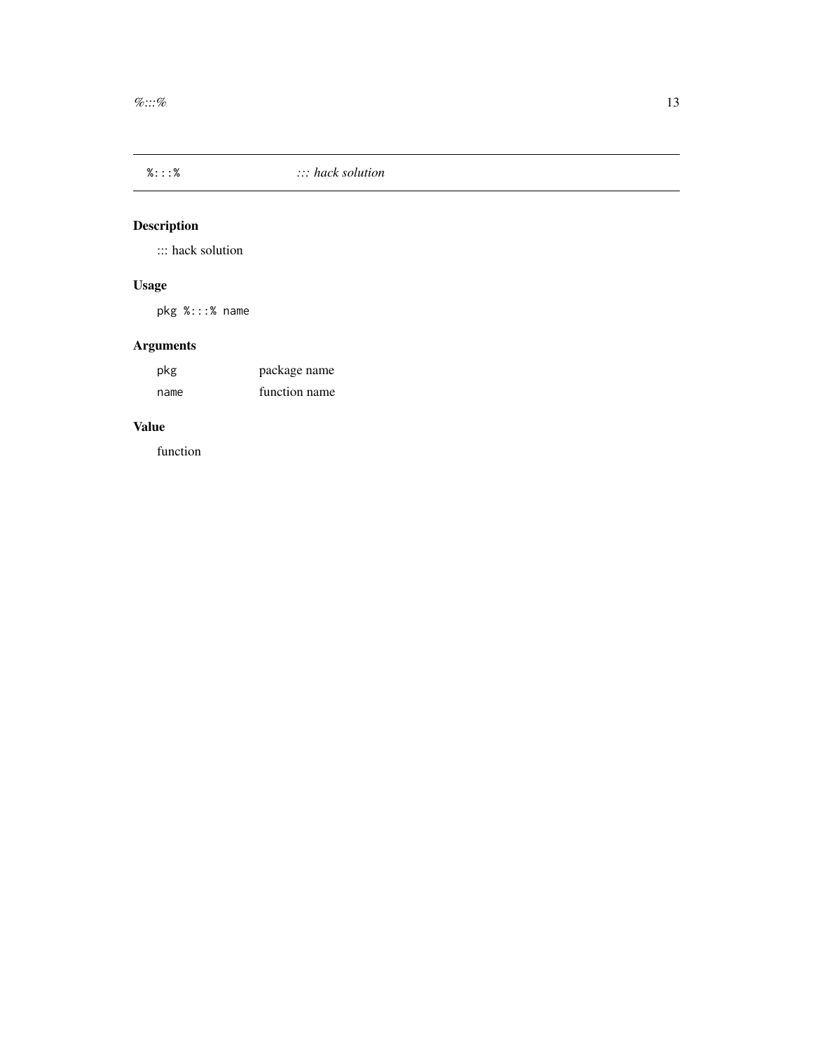## `%:::%` — ::: hack solution

### Description

::: hack solution

### Usage

```
pkg %:::% name
```

### Arguments

| | |
|---|---|
| `pkg` | package name |
| `name` | function name |

### Value

function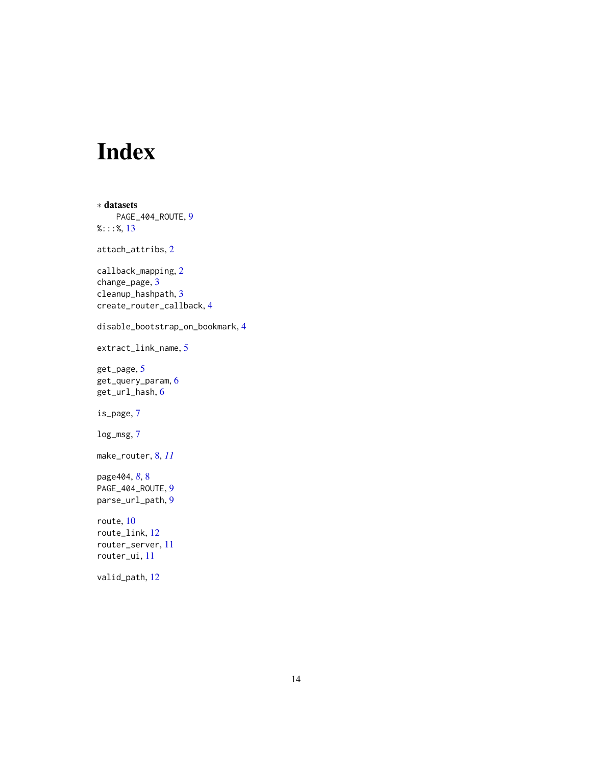# Index

∗ **datasets**

    PAGE_404_ROUTE, 9

%:::%, 13

attach_attribs, 2

callback_mapping, 2
change_page, 3
cleanup_hashpath, 3
create_router_callback, 4

disable_bootstrap_on_bookmark, 4

extract_link_name, 5

get_page, 5
get_query_param, 6
get_url_hash, 6

is_page, 7

log_msg, 7

make_router, 8, *11*

page404, *8*, 8
PAGE_404_ROUTE, 9
parse_url_path, 9

route, 10
route_link, 12
router_server, 11
router_ui, 11

valid_path, 12